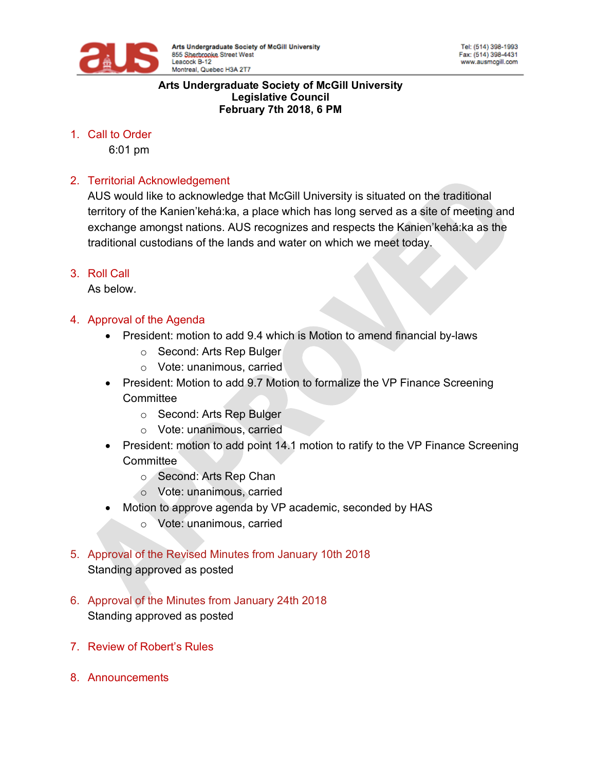Arts Undergraduate Society of McGill University
855 Sherbrooke Street West
Leacock B-12
Montreal, Quebec H3A 2T7

Tel: (514) 398-1993
Fax: (514) 398-4431
www.ausmcgill.com

**Arts Undergraduate Society of McGill University**
**Legislative Council**
**February 7th 2018, 6 PM**

1. Call to Order

   6:01 pm

2. Territorial Acknowledgement

   AUS would like to acknowledge that McGill University is situated on the traditional territory of the Kanien'kehá:ka, a place which has long served as a site of meeting and exchange amongst nations. AUS recognizes and respects the Kanien'kehá:ka as the traditional custodians of the lands and water on which we meet today.

3. Roll Call

   As below.

4. Approval of the Agenda
   - President: motion to add 9.4 which is Motion to amend financial by-laws
     - Second: Arts Rep Bulger
     - Vote: unanimous, carried
   - President: Motion to add 9.7 Motion to formalize the VP Finance Screening Committee
     - Second: Arts Rep Bulger
     - Vote: unanimous, carried
   - President: motion to add point 14.1 motion to ratify to the VP Finance Screening Committee
     - Second: Arts Rep Chan
     - Vote: unanimous, carried
   - Motion to approve agenda by VP academic, seconded by HAS
     - Vote: unanimous, carried

5. Approval of the Revised Minutes from January 10th 2018

   Standing approved as posted

6. Approval of the Minutes from January 24th 2018

   Standing approved as posted

7. Review of Robert's Rules

8. Announcements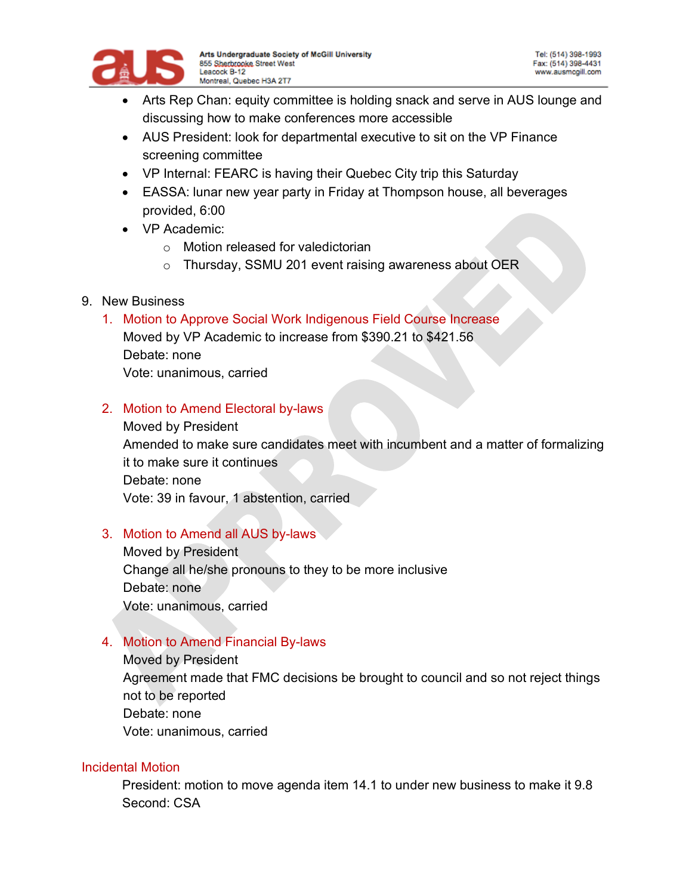- Arts Rep Chan: equity committee is holding snack and serve in AUS lounge and discussing how to make conferences more accessible
- AUS President: look for departmental executive to sit on the VP Finance screening committee
- VP Internal: FEARC is having their Quebec City trip this Saturday
- EASSA: lunar new year party in Friday at Thompson house, all beverages provided, 6:00
- VP Academic:
  - Motion released for valedictorian
  - Thursday, SSMU 201 event raising awareness about OER

9. New Business

   1. Motion to Approve Social Work Indigenous Field Course Increase
      Moved by VP Academic to increase from $390.21 to $421.56
      Debate: none
      Vote: unanimous, carried

   2. Motion to Amend Electoral by-laws
      Moved by President
      Amended to make sure candidates meet with incumbent and a matter of formalizing it to make sure it continues
      Debate: none
      Vote: 39 in favour, 1 abstention, carried

   3. Motion to Amend all AUS by-laws
      Moved by President
      Change all he/she pronouns to they to be more inclusive
      Debate: none
      Vote: unanimous, carried

   4. Motion to Amend Financial By-laws
      Moved by President
      Agreement made that FMC decisions be brought to council and so not reject things not to be reported
      Debate: none
      Vote: unanimous, carried

Incidental Motion

President: motion to move agenda item 14.1 to under new business to make it 9.8
Second: CSA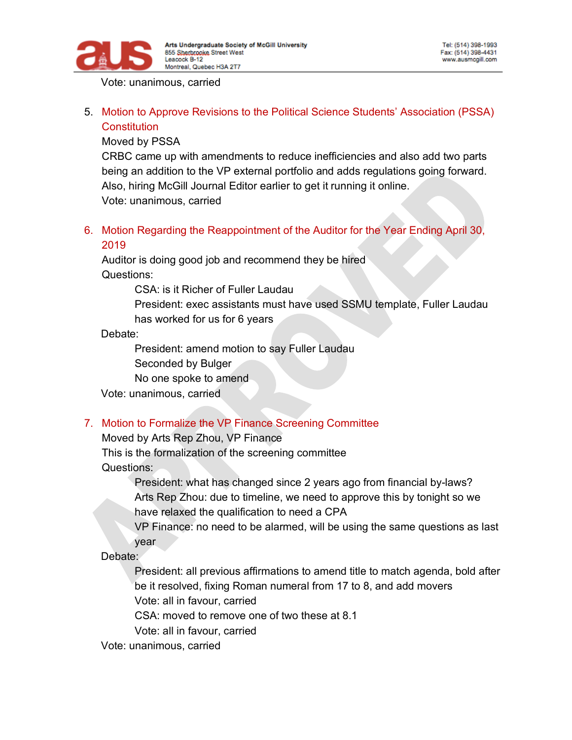Vote: unanimous, carried

5. Motion to Approve Revisions to the Political Science Students' Association (PSSA) Constitution

   Moved by PSSA

   CRBC came up with amendments to reduce inefficiencies and also add two parts being an addition to the VP external portfolio and adds regulations going forward. Also, hiring McGill Journal Editor earlier to get it running it online.

   Vote: unanimous, carried

6. Motion Regarding the Reappointment of the Auditor for the Year Ending April 30, 2019

   Auditor is doing good job and recommend they be hired

   Questions:

   > CSA: is it Richer of Fuller Laudau
   >
   > President: exec assistants must have used SSMU template, Fuller Laudau has worked for us for 6 years

   Debate:

   > President: amend motion to say Fuller Laudau
   >
   > Seconded by Bulger
   >
   > No one spoke to amend

   Vote: unanimous, carried

7. Motion to Formalize the VP Finance Screening Committee

   Moved by Arts Rep Zhou, VP Finance

   This is the formalization of the screening committee

   Questions:

   > President: what has changed since 2 years ago from financial by-laws?
   >
   > Arts Rep Zhou: due to timeline, we need to approve this by tonight so we have relaxed the qualification to need a CPA
   >
   > VP Finance: no need to be alarmed, will be using the same questions as last year

   Debate:

   > President: all previous affirmations to amend title to match agenda, bold after be it resolved, fixing Roman numeral from 17 to 8, and add movers
   >
   > Vote: all in favour, carried
   >
   > CSA: moved to remove one of two these at 8.1
   >
   > Vote: all in favour, carried

   Vote: unanimous, carried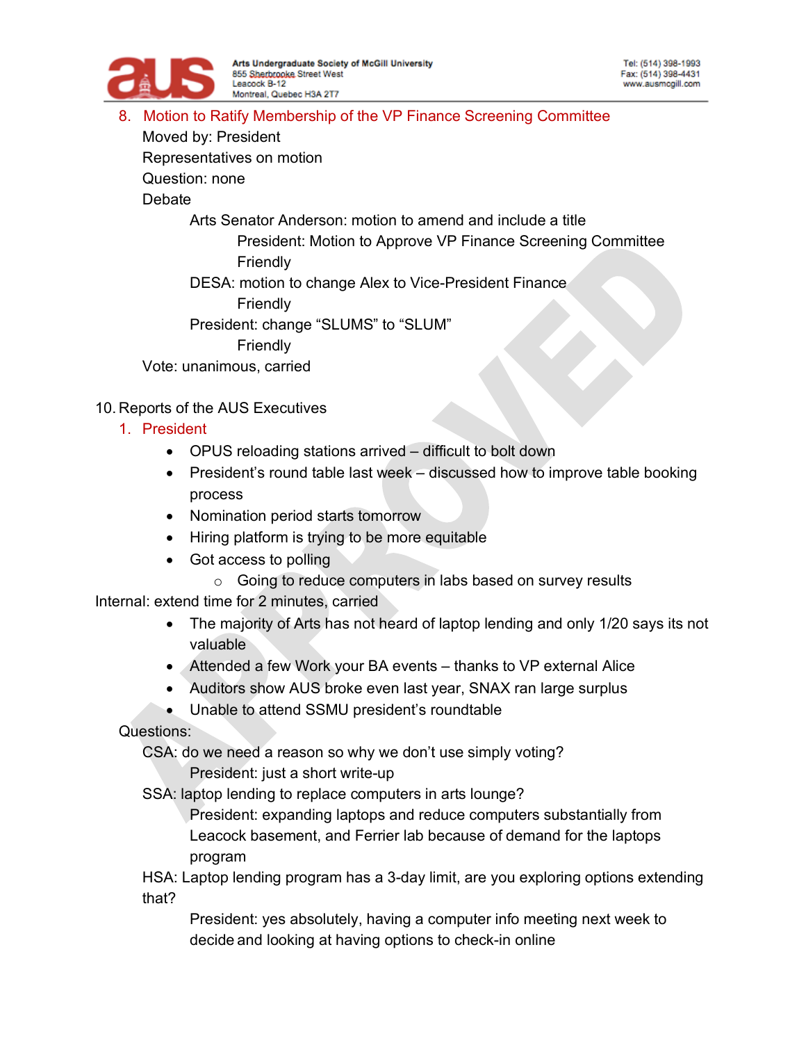8. Motion to Ratify Membership of the VP Finance Screening Committee

   Moved by: President

   Representatives on motion

   Question: none

   Debate

   - Arts Senator Anderson: motion to amend and include a title
     - President: Motion to Approve VP Finance Screening Committee
     - Friendly
   - DESA: motion to change Alex to Vice-President Finance
     - Friendly
   - President: change "SLUMS" to "SLUM"
     - Friendly

   Vote: unanimous, carried

10. Reports of the AUS Executives

   1. President
      - OPUS reloading stations arrived – difficult to bolt down
      - President's round table last week – discussed how to improve table booking process
      - Nomination period starts tomorrow
      - Hiring platform is trying to be more equitable
      - Got access to polling
        - Going to reduce computers in labs based on survey results

Internal: extend time for 2 minutes, carried

- The majority of Arts has not heard of laptop lending and only 1/20 says its not valuable
- Attended a few Work your BA events – thanks to VP external Alice
- Auditors show AUS broke even last year, SNAX ran large surplus
- Unable to attend SSMU president's roundtable

Questions:

- CSA: do we need a reason so why we don't use simply voting?
  - President: just a short write-up
- SSA: laptop lending to replace computers in arts lounge?
  - President: expanding laptops and reduce computers substantially from Leacock basement, and Ferrier lab because of demand for the laptops program
- HSA: Laptop lending program has a 3-day limit, are you exploring options extending that?
  - President: yes absolutely, having a computer info meeting next week to decide and looking at having options to check-in online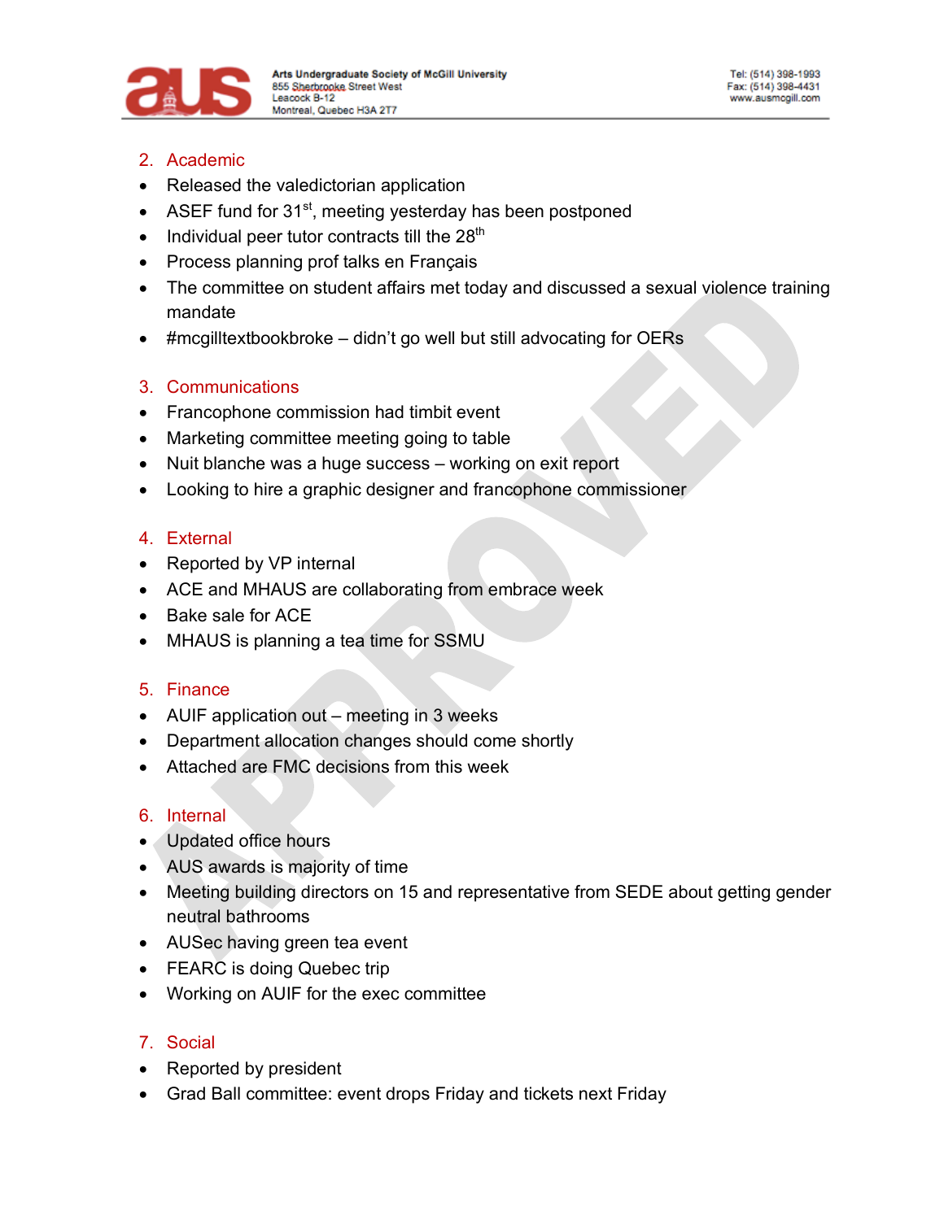2. Academic

- Released the valedictorian application
- ASEF fund for 31st, meeting yesterday has been postponed
- Individual peer tutor contracts till the 28th
- Process planning prof talks en Français
- The committee on student affairs met today and discussed a sexual violence training mandate
- #mcgilltextbookbroke – didn't go well but still advocating for OERs

3. Communications

- Francophone commission had timbit event
- Marketing committee meeting going to table
- Nuit blanche was a huge success – working on exit report
- Looking to hire a graphic designer and francophone commissioner

4. External

- Reported by VP internal
- ACE and MHAUS are collaborating from embrace week
- Bake sale for ACE
- MHAUS is planning a tea time for SSMU

5. Finance

- AUIF application out – meeting in 3 weeks
- Department allocation changes should come shortly
- Attached are FMC decisions from this week

6. Internal

- Updated office hours
- AUS awards is majority of time
- Meeting building directors on 15 and representative from SEDE about getting gender neutral bathrooms
- AUSec having green tea event
- FEARC is doing Quebec trip
- Working on AUIF for the exec committee

7. Social

- Reported by president
- Grad Ball committee: event drops Friday and tickets next Friday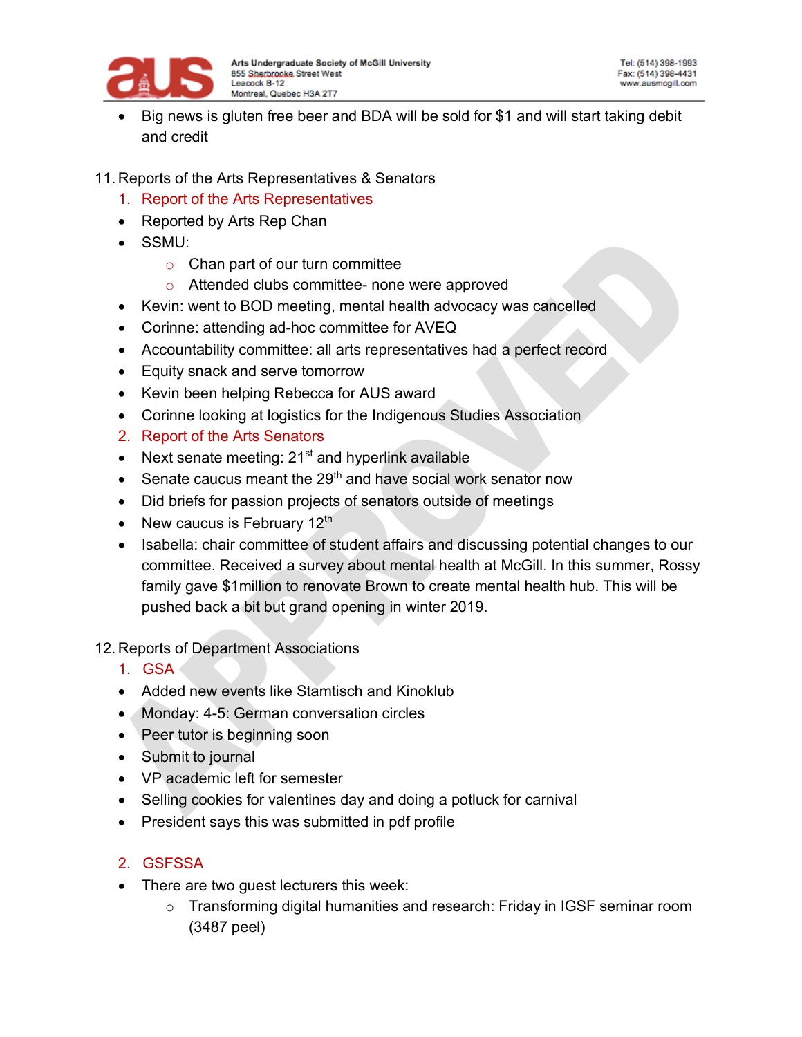- Big news is gluten free beer and BDA will be sold for $1 and will start taking debit and credit

11. Reports of the Arts Representatives & Senators
    1. Report of the Arts Representatives
    - Reported by Arts Rep Chan
    - SSMU:
        - Chan part of our turn committee
        - Attended clubs committee- none were approved
    - Kevin: went to BOD meeting, mental health advocacy was cancelled
    - Corinne: attending ad-hoc committee for AVEQ
    - Accountability committee: all arts representatives had a perfect record
    - Equity snack and serve tomorrow
    - Kevin been helping Rebecca for AUS award
    - Corinne looking at logistics for the Indigenous Studies Association
    2. Report of the Arts Senators
    - Next senate meeting: 21st and hyperlink available
    - Senate caucus meant the 29th and have social work senator now
    - Did briefs for passion projects of senators outside of meetings
    - New caucus is February 12th
    - Isabella: chair committee of student affairs and discussing potential changes to our committee. Received a survey about mental health at McGill. In this summer, Rossy family gave $1million to renovate Brown to create mental health hub. This will be pushed back a bit but grand opening in winter 2019.

12. Reports of Department Associations
    1. GSA
    - Added new events like Stamtisch and Kinoklub
    - Monday: 4-5: German conversation circles
    - Peer tutor is beginning soon
    - Submit to journal
    - VP academic left for semester
    - Selling cookies for valentines day and doing a potluck for carnival
    - President says this was submitted in pdf profile

    2. GSFSSA
    - There are two guest lecturers this week:
        - Transforming digital humanities and research: Friday in IGSF seminar room (3487 peel)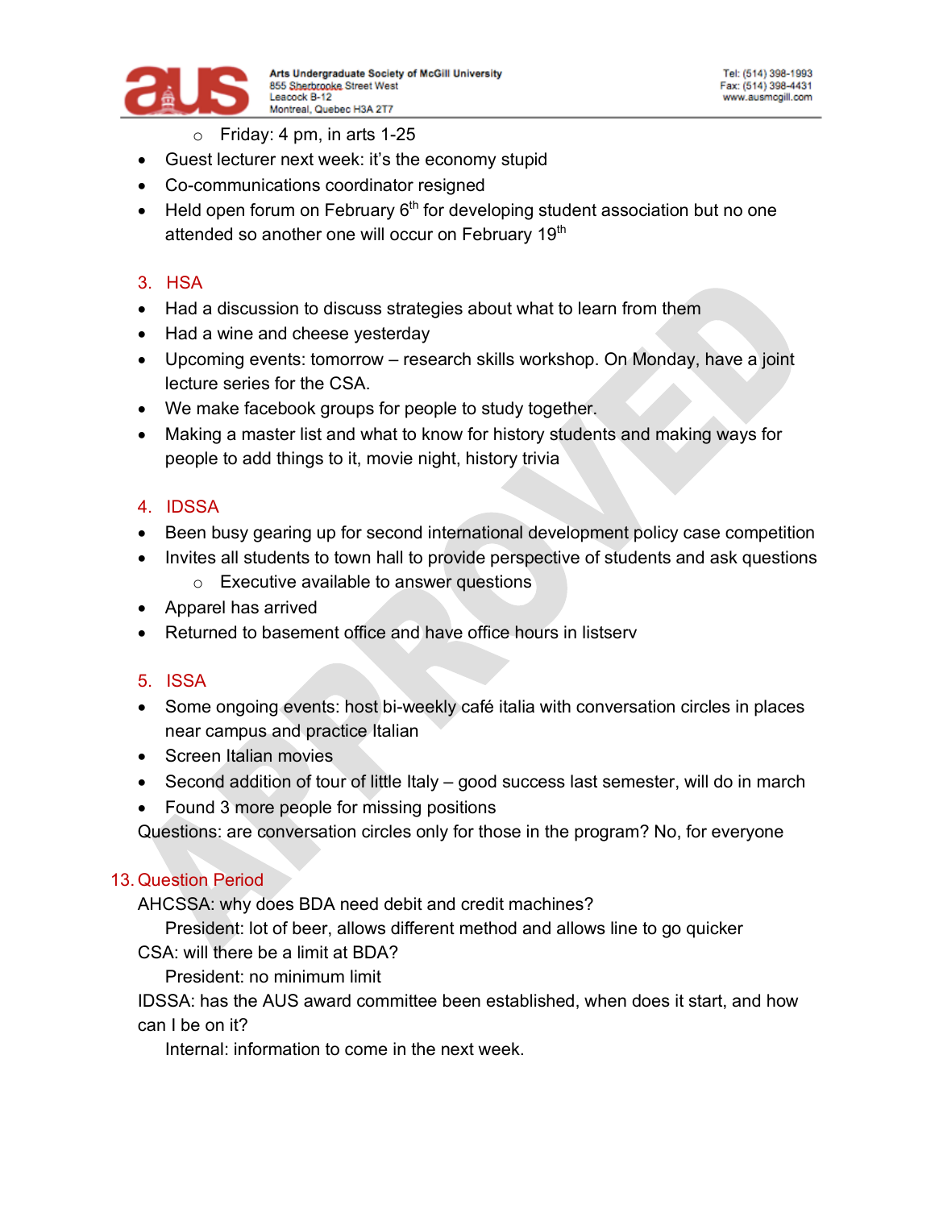- Friday: 4 pm, in arts 1-25

- Guest lecturer next week: it's the economy stupid
- Co-communications coordinator resigned
- Held open forum on February 6th for developing student association but no one attended so another one will occur on February 19th

3. HSA

- Had a discussion to discuss strategies about what to learn from them
- Had a wine and cheese yesterday
- Upcoming events: tomorrow – research skills workshop. On Monday, have a joint lecture series for the CSA.
- We make facebook groups for people to study together.
- Making a master list and what to know for history students and making ways for people to add things to it, movie night, history trivia

4. IDSSA

- Been busy gearing up for second international development policy case competition
- Invites all students to town hall to provide perspective of students and ask questions
  - Executive available to answer questions
- Apparel has arrived
- Returned to basement office and have office hours in listserv

5. ISSA

- Some ongoing events: host bi-weekly café italia with conversation circles in places near campus and practice Italian
- Screen Italian movies
- Second addition of tour of little Italy – good success last semester, will do in march
- Found 3 more people for missing positions

Questions: are conversation circles only for those in the program? No, for everyone

13. Question Period

AHCSSA: why does BDA need debit and credit machines?

President: lot of beer, allows different method and allows line to go quicker

CSA: will there be a limit at BDA?

President: no minimum limit

IDSSA: has the AUS award committee been established, when does it start, and how can I be on it?

Internal: information to come in the next week.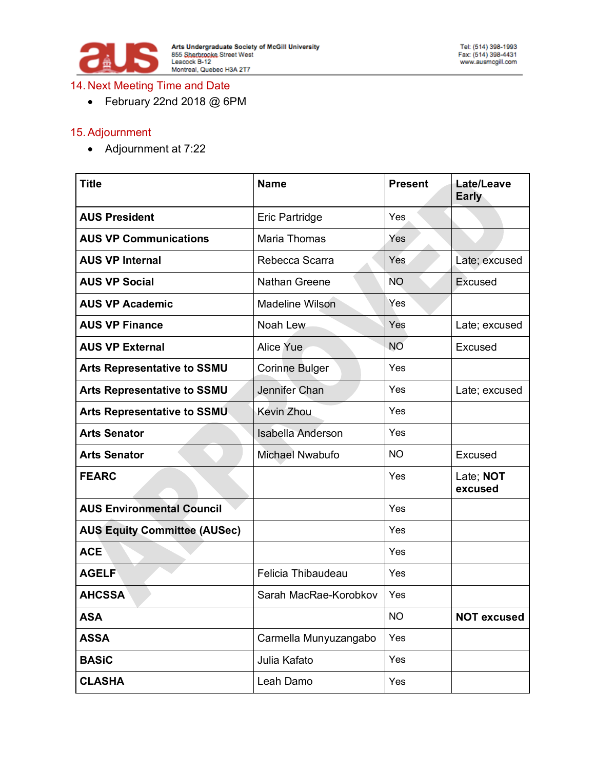## 14. Next Meeting Time and Date

- February 22nd 2018 @ 6PM

## 15. Adjournment

- Adjournment at 7:22

| Title | Name | Present | Late/Leave Early |
|---|---|---|---|
| **AUS President** | Eric Partridge | Yes | |
| **AUS VP Communications** | Maria Thomas | Yes | |
| **AUS VP Internal** | Rebecca Scarra | Yes | Late; excused |
| **AUS VP Social** | Nathan Greene | NO | Excused |
| **AUS VP Academic** | Madeline Wilson | Yes | |
| **AUS VP Finance** | Noah Lew | Yes | Late; excused |
| **AUS VP External** | Alice Yue | NO | Excused |
| **Arts Representative to SSMU** | Corinne Bulger | Yes | |
| **Arts Representative to SSMU** | Jennifer Chan | Yes | Late; excused |
| **Arts Representative to SSMU** | Kevin Zhou | Yes | |
| **Arts Senator** | Isabella Anderson | Yes | |
| **Arts Senator** | Michael Nwabufo | NO | Excused |
| **FEARC** | | Yes | Late; **NOT excused** |
| **AUS Environmental Council** | | Yes | |
| **AUS Equity Committee (AUSec)** | | Yes | |
| **ACE** | | Yes | |
| **AGELF** | Felicia Thibaudeau | Yes | |
| **AHCSSA** | Sarah MacRae-Korobkov | Yes | |
| **ASA** | | NO | **NOT excused** |
| **ASSA** | Carmella Munyuzangabo | Yes | |
| **BASiC** | Julia Kafato | Yes | |
| **CLASHA** | Leah Damo | Yes | |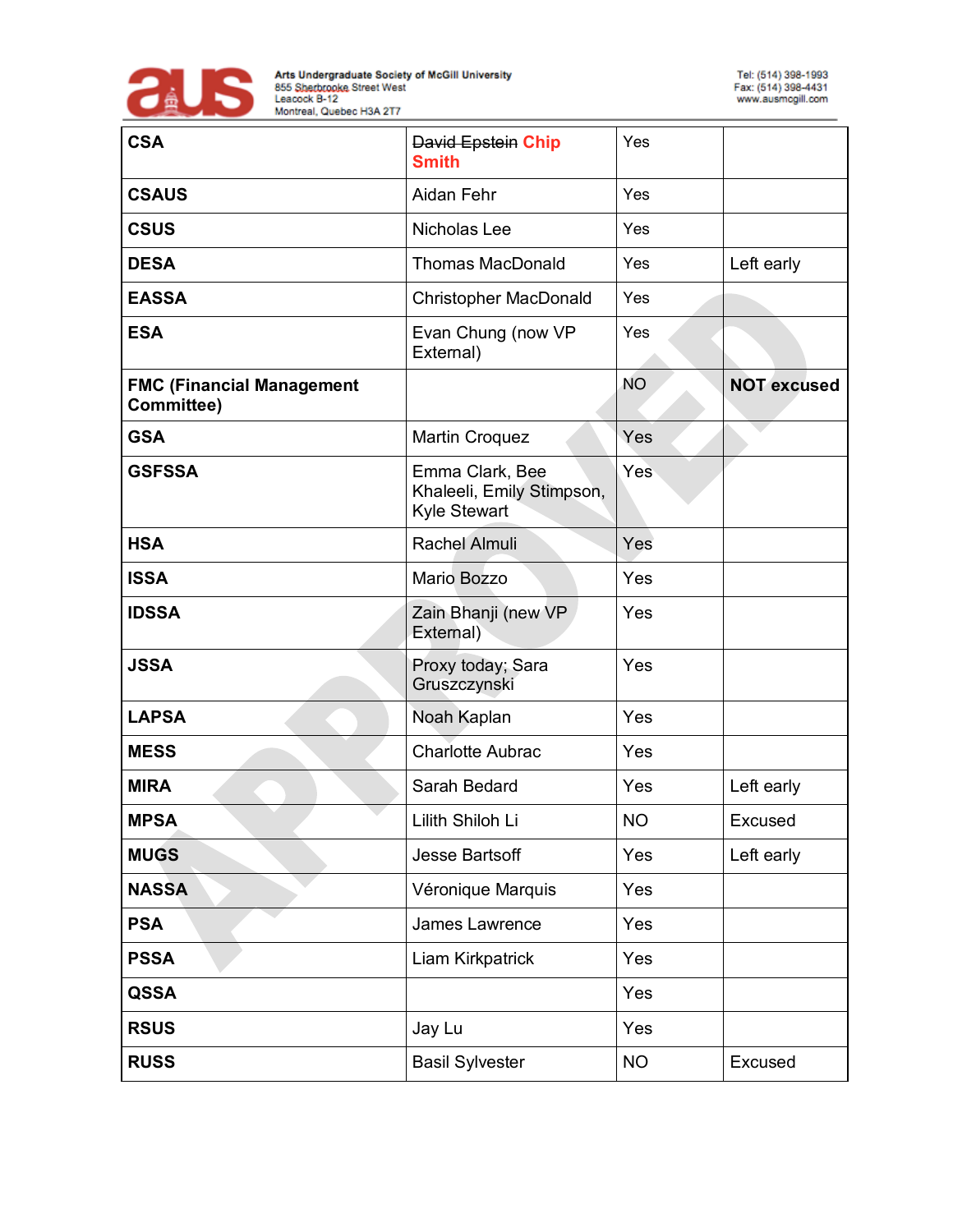| CSA | ~~David Epstein~~ **Chip Smith** | Yes | |
|---|---|---|---|
| **CSAUS** | Aidan Fehr | Yes | |
| **CSUS** | Nicholas Lee | Yes | |
| **DESA** | Thomas MacDonald | Yes | Left early |
| **EASSA** | Christopher MacDonald | Yes | |
| **ESA** | Evan Chung (now VP External) | Yes | |
| **FMC (Financial Management Committee)** | | NO | **NOT excused** |
| **GSA** | Martin Croquez | Yes | |
| **GSFSSA** | Emma Clark, Bee Khaleeli, Emily Stimpson, Kyle Stewart | Yes | |
| **HSA** | Rachel Almuli | Yes | |
| **ISSA** | Mario Bozzo | Yes | |
| **IDSSA** | Zain Bhanji (new VP External) | Yes | |
| **JSSA** | Proxy today; Sara Gruszczynski | Yes | |
| **LAPSA** | Noah Kaplan | Yes | |
| **MESS** | Charlotte Aubrac | Yes | |
| **MIRA** | Sarah Bedard | Yes | Left early |
| **MPSA** | Lilith Shiloh Li | NO | Excused |
| **MUGS** | Jesse Bartsoff | Yes | Left early |
| **NASSA** | Véronique Marquis | Yes | |
| **PSA** | James Lawrence | Yes | |
| **PSSA** | Liam Kirkpatrick | Yes | |
| **QSSA** | | Yes | |
| **RSUS** | Jay Lu | Yes | |
| **RUSS** | Basil Sylvester | NO | Excused |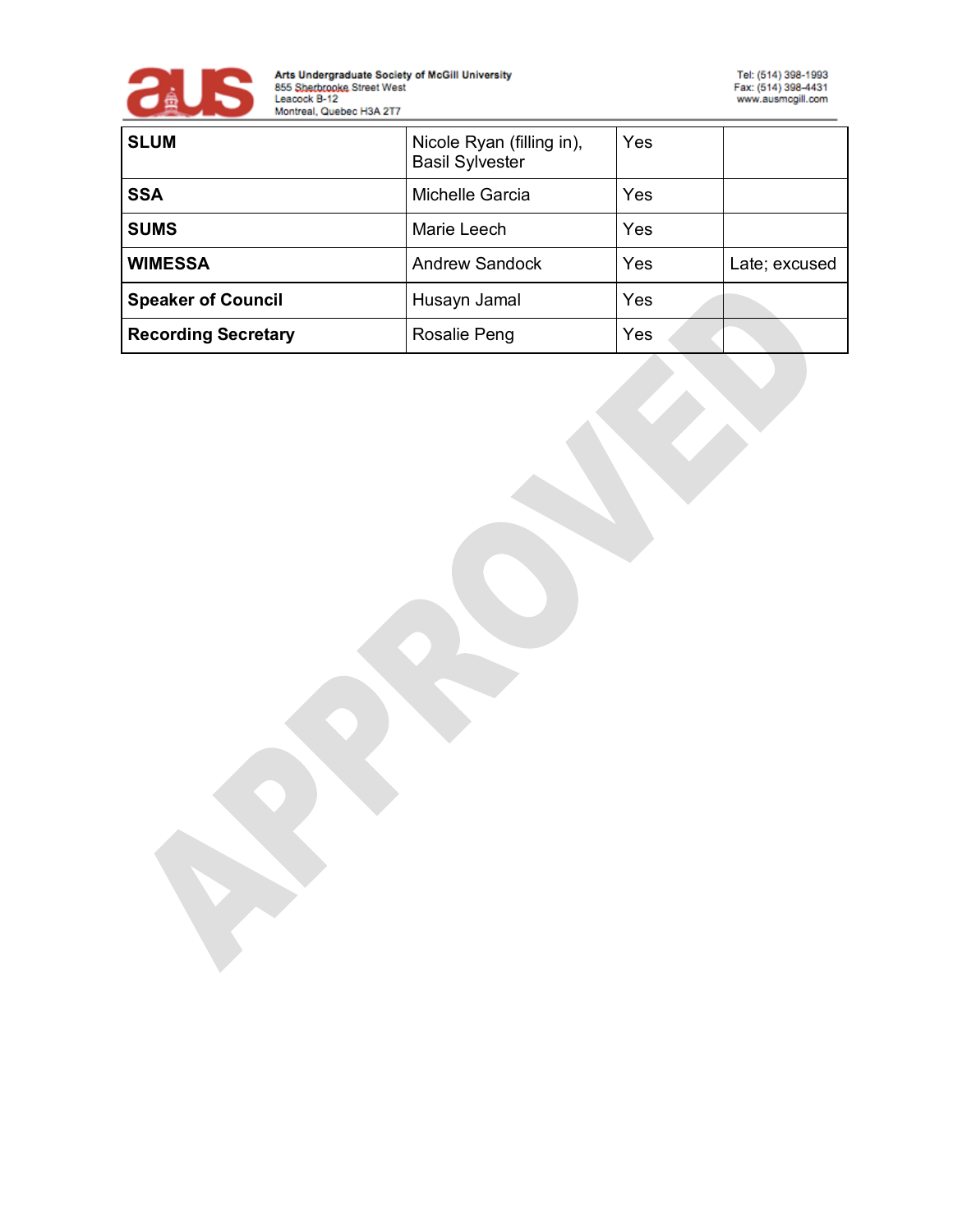| | | | |
|---|---|---|---|
| **SLUM** | Nicole Ryan (filling in), Basil Sylvester | Yes | |
| **SSA** | Michelle Garcia | Yes | |
| **SUMS** | Marie Leech | Yes | |
| **WIMESSA** | Andrew Sandock | Yes | Late; excused |
| **Speaker of Council** | Husayn Jamal | Yes | |
| **Recording Secretary** | Rosalie Peng | Yes | |